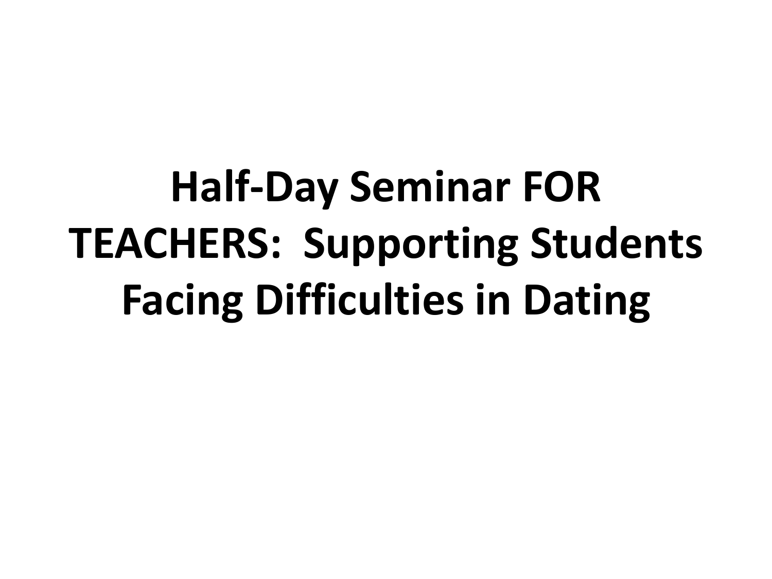# Half-Day Seminar FOR TEACHERS: Supporting Students Facing Difficulties in Dating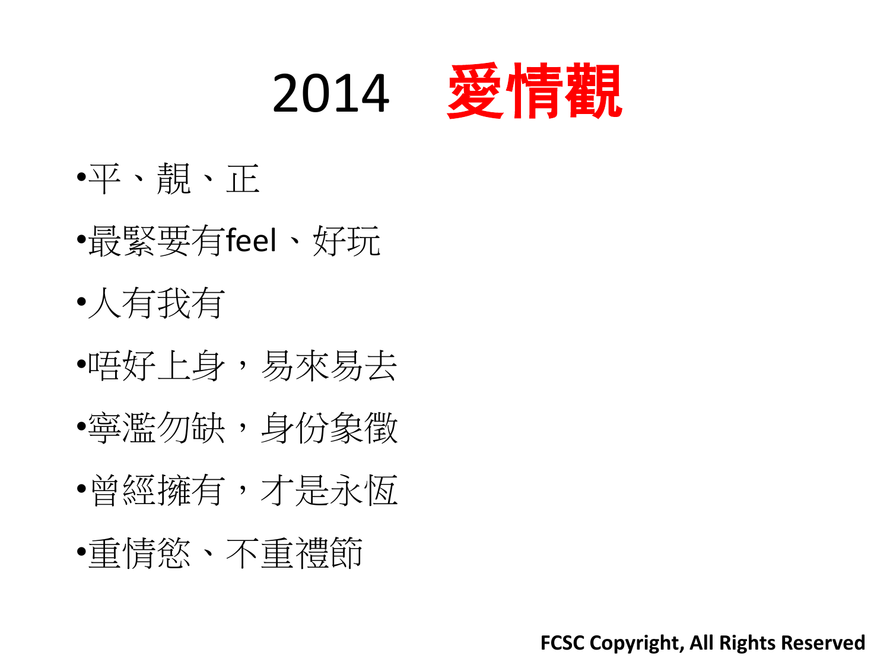# 2014 **愛情觀**

- 平、靚、正
- 最緊要有feel、好玩
- 人有我有
- 唔好上身，易來易去
- 寧濫勿缺，身份象徵
- 曾經擁有，才是永恆
- 重情慾、不重禮節

**FCSC Copyright, All Rights Reserved**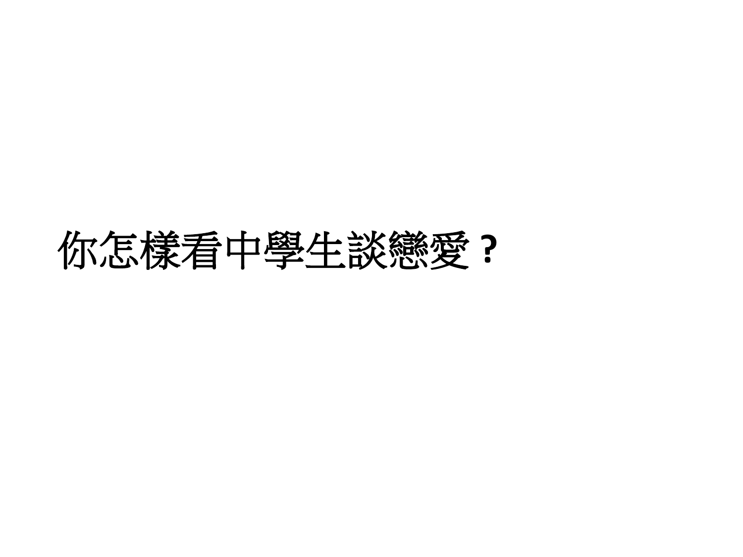你怎樣看中學生談戀愛？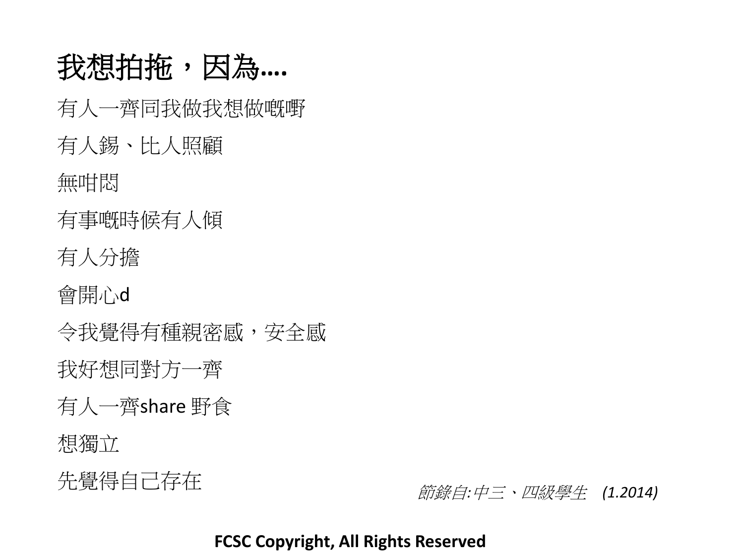# 我想拍拖，因為….

有人一齊同我做我想做嘅嘢

有人錫、比人照顧

無咁悶

有事嘅時候有人傾

有人分擔

會開心d

令我覺得有種親密感，安全感

我好想同對方一齊

有人一齊share 野食

想獨立

先覺得自己存在

*節錄自:中三、四級學生 (1.2014)*

**FCSC Copyright, All Rights Reserved**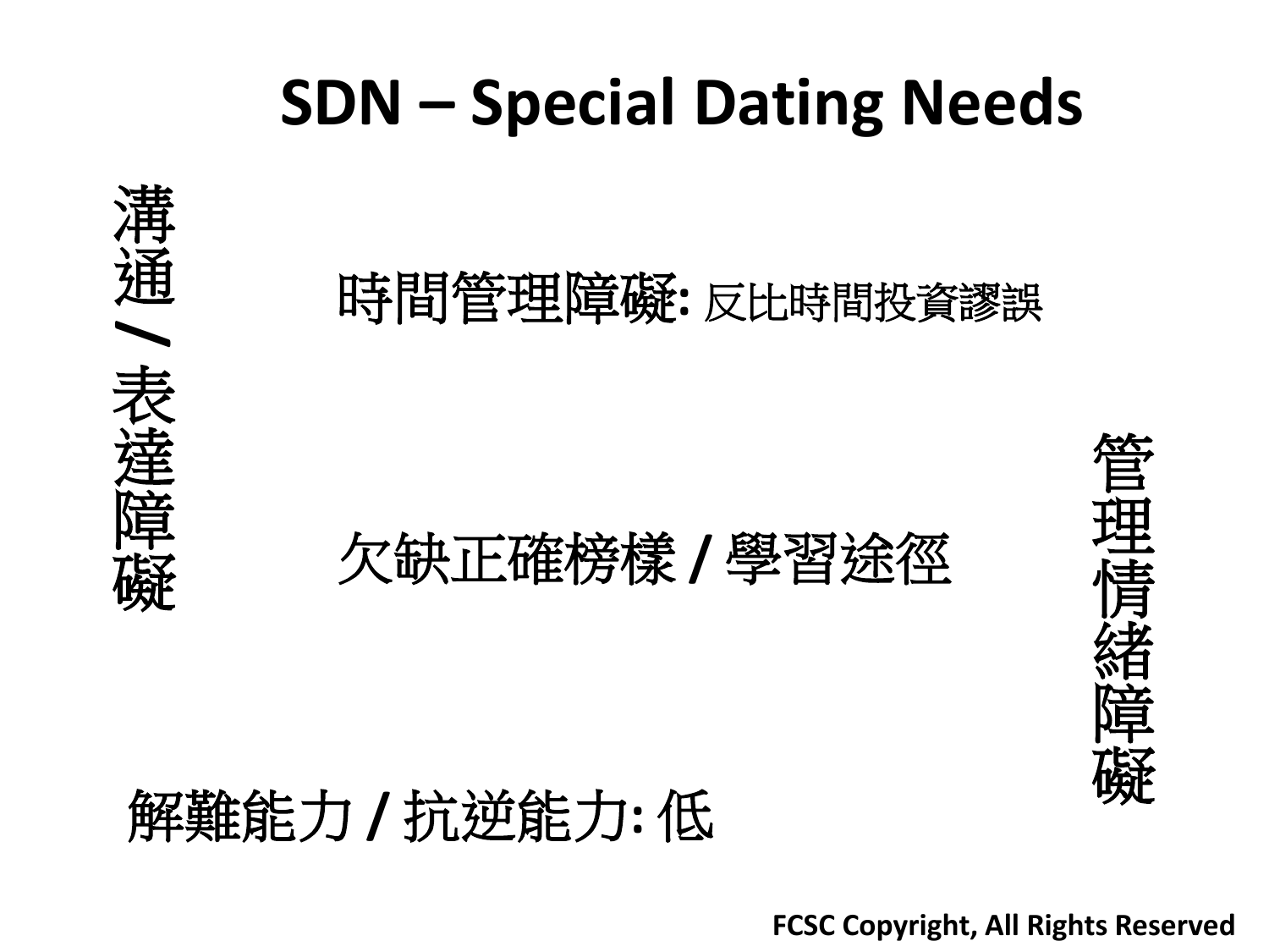# SDN – Special Dating Needs

溝通 / 表達障礙

時間管理障礙: 反比時間投資謬誤

欠缺正確榜樣 / 學習途徑

管理情緒障礙

解難能力 / 抗逆能力: 低

FCSC Copyright, All Rights Reserved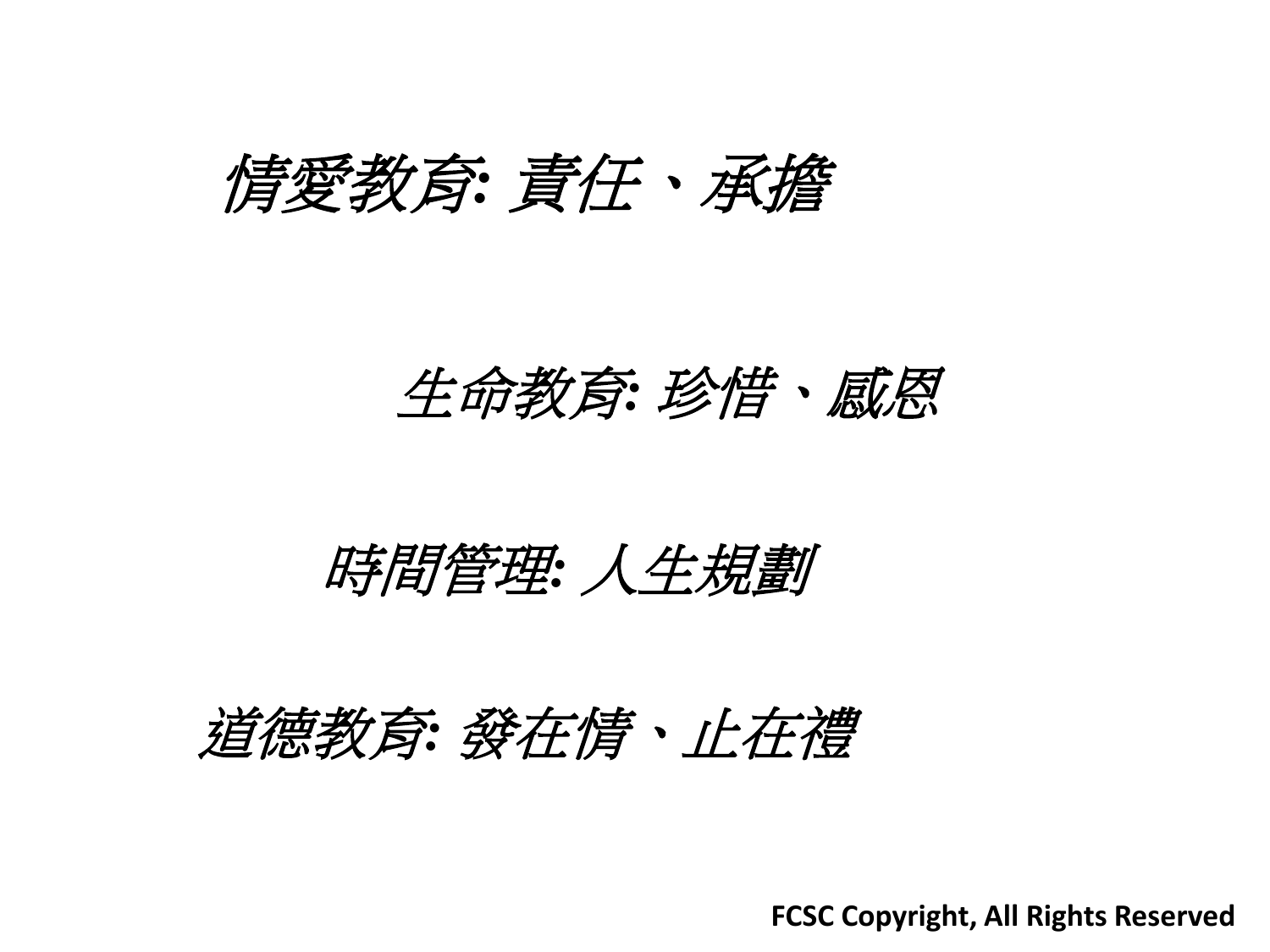*情愛教育: 責任、承擔*

*生命教育: 珍惜、感恩*

*時間管理: 人生規劃*

*道德教育: 發在情、止在禮*

**FCSC Copyright, All Rights Reserved**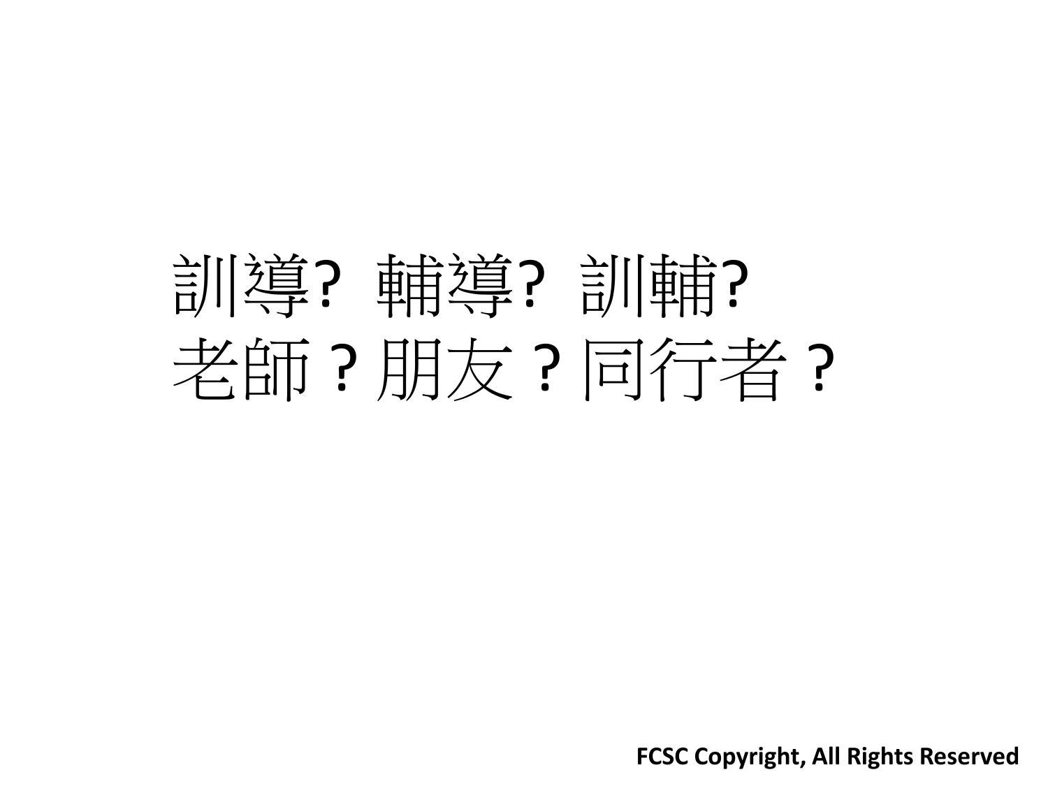訓導?  輔導?  訓輔?

老師？朋友？同行者？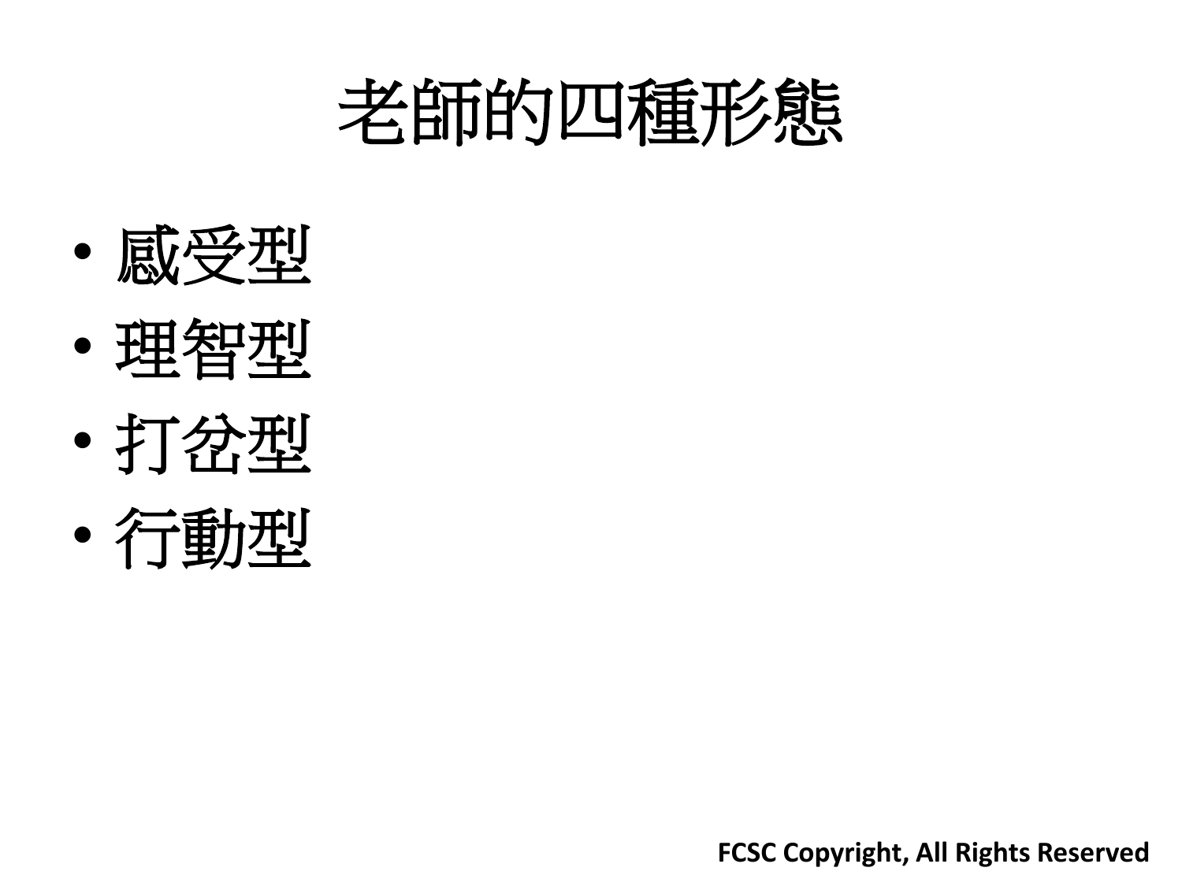# 老師的四種形態

- 感受型
- 理智型
- 打岔型
- 行動型

FCSC Copyright, All Rights Reserved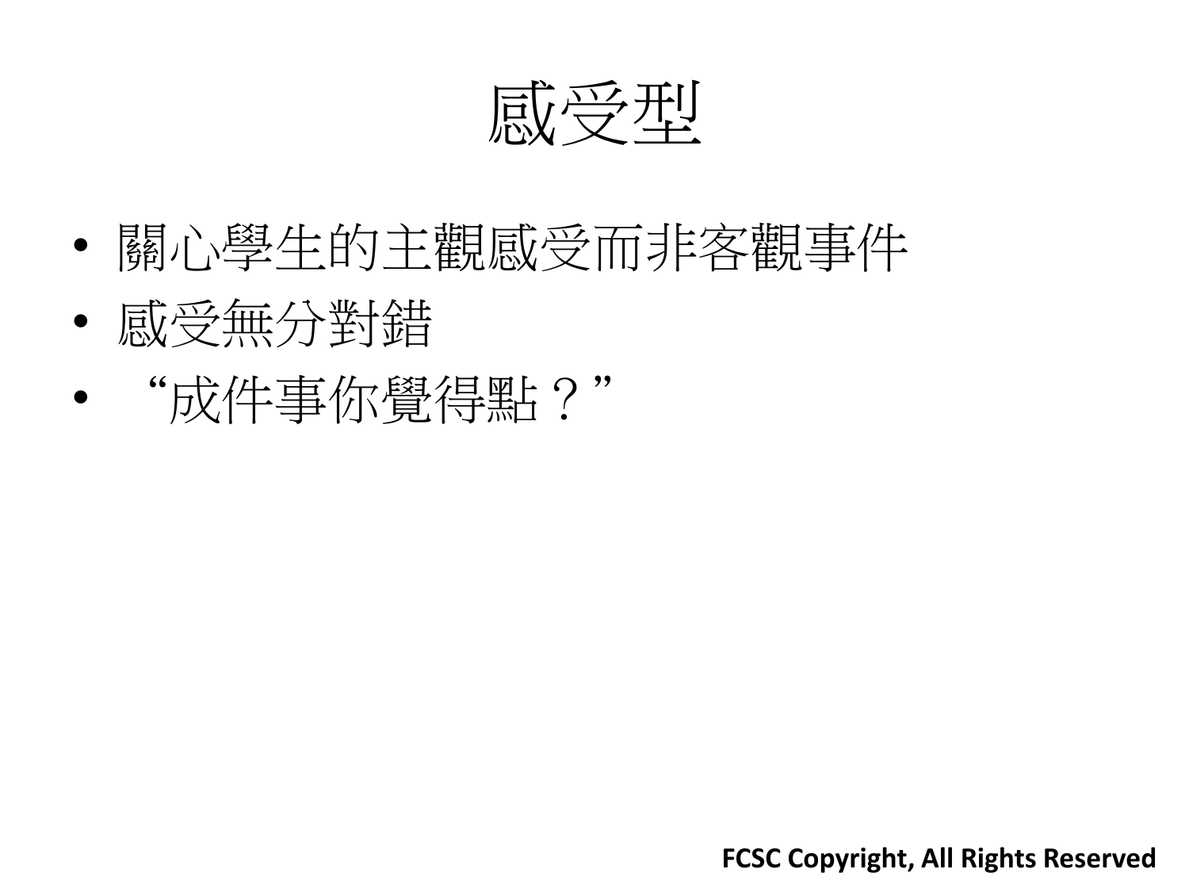# 感受型

- 關心學生的主觀感受而非客觀事件
- 感受無分對錯
- “成件事你覺得點？”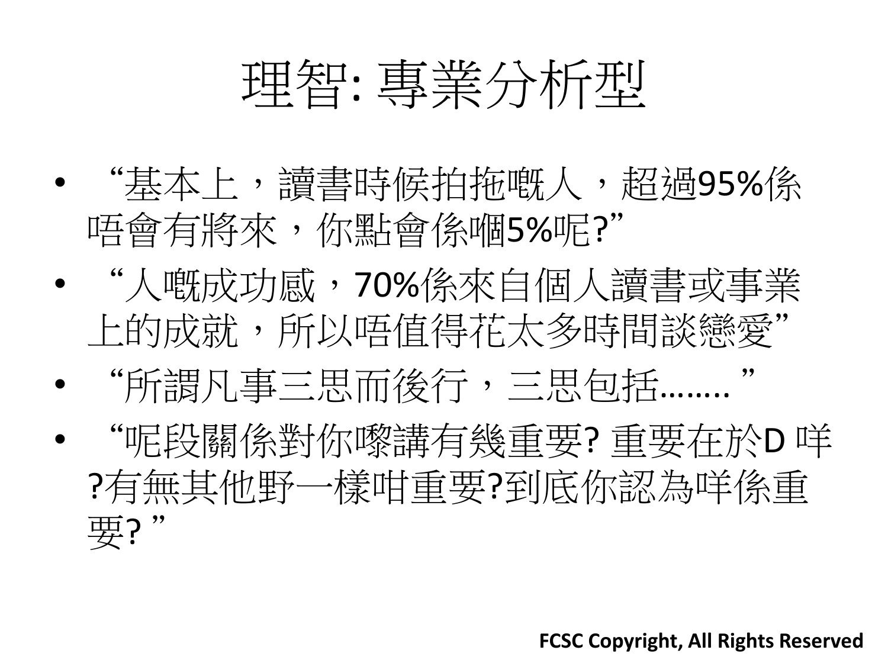# 理智: 專業分析型

- “基本上，讀書時候拍拖嘅人，超過95%係唔會有將來，你點會係嗰5%呢?”
- “人嘅成功感，70%係來自個人讀書或事業上的成就，所以唔值得花太多時間談戀愛”
- “所謂凡事三思而後行，三思包括……..”
- “呢段關係對你嚟講有幾重要? 重要在於D 咩?有無其他野一樣咁重要?到底你認為咩係重要? ”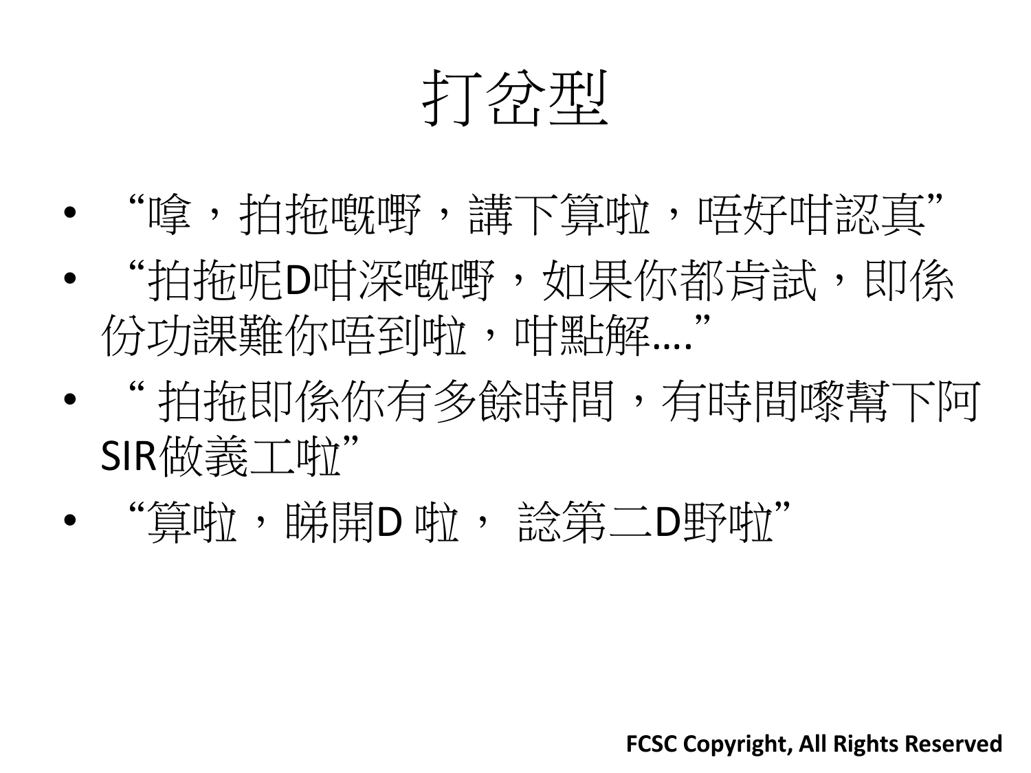# 打岔型

- “嗱，拍拖嘅嘢，講下算啦，唔好咁認真”
- “拍拖呢D咁深嘅嘢，如果你都肯試，即係份功課難你唔到啦，咁點解….”
- “ 拍拖即係你有多餘時間，有時間嚟幫下阿SIR做義工啦”
- “算啦，睇開D 啦， 諗第二D野啦”

**FCSC Copyright, All Rights Reserved**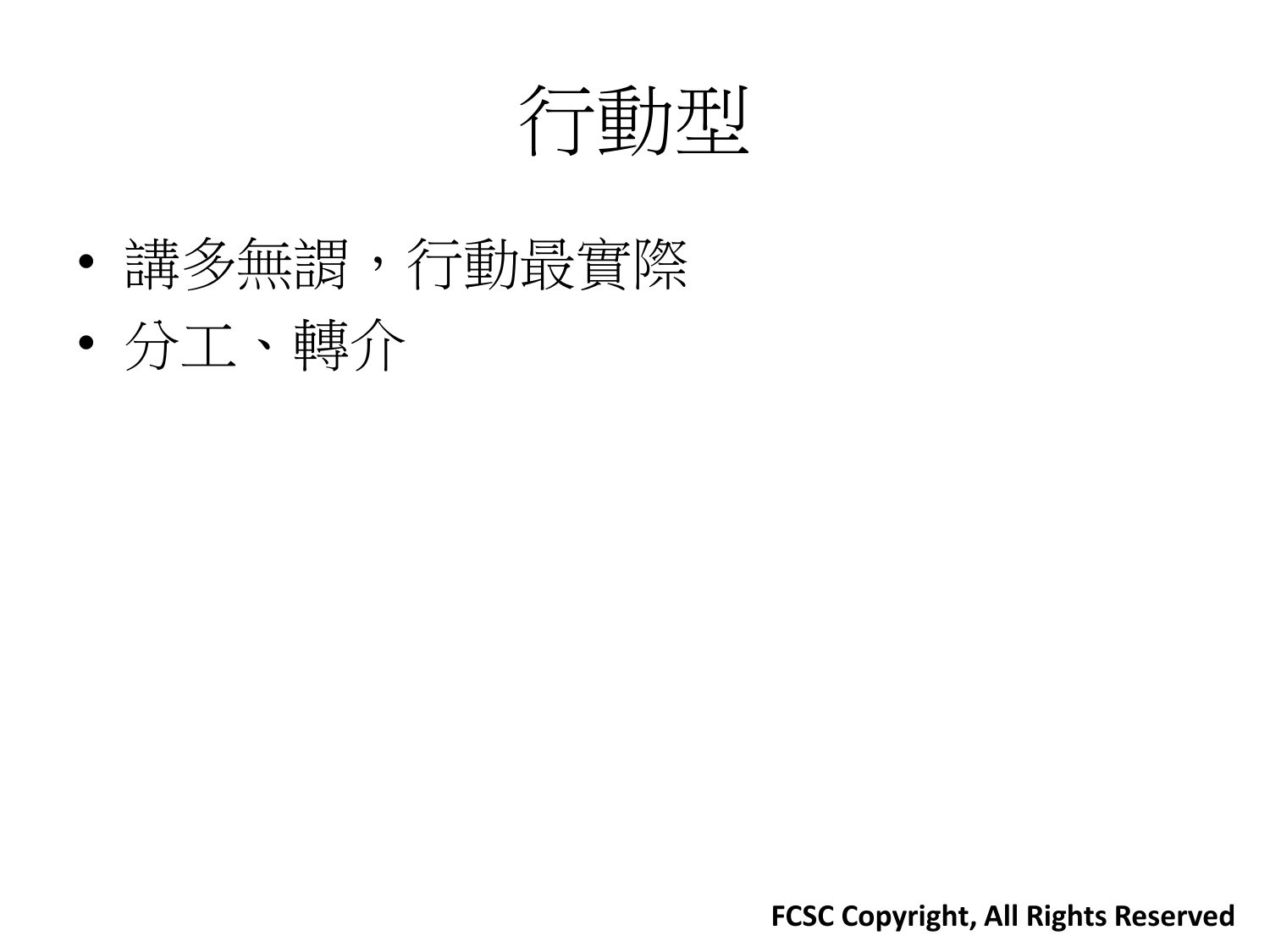# 行動型

- 講多無謂，行動最實際
- 分工、轉介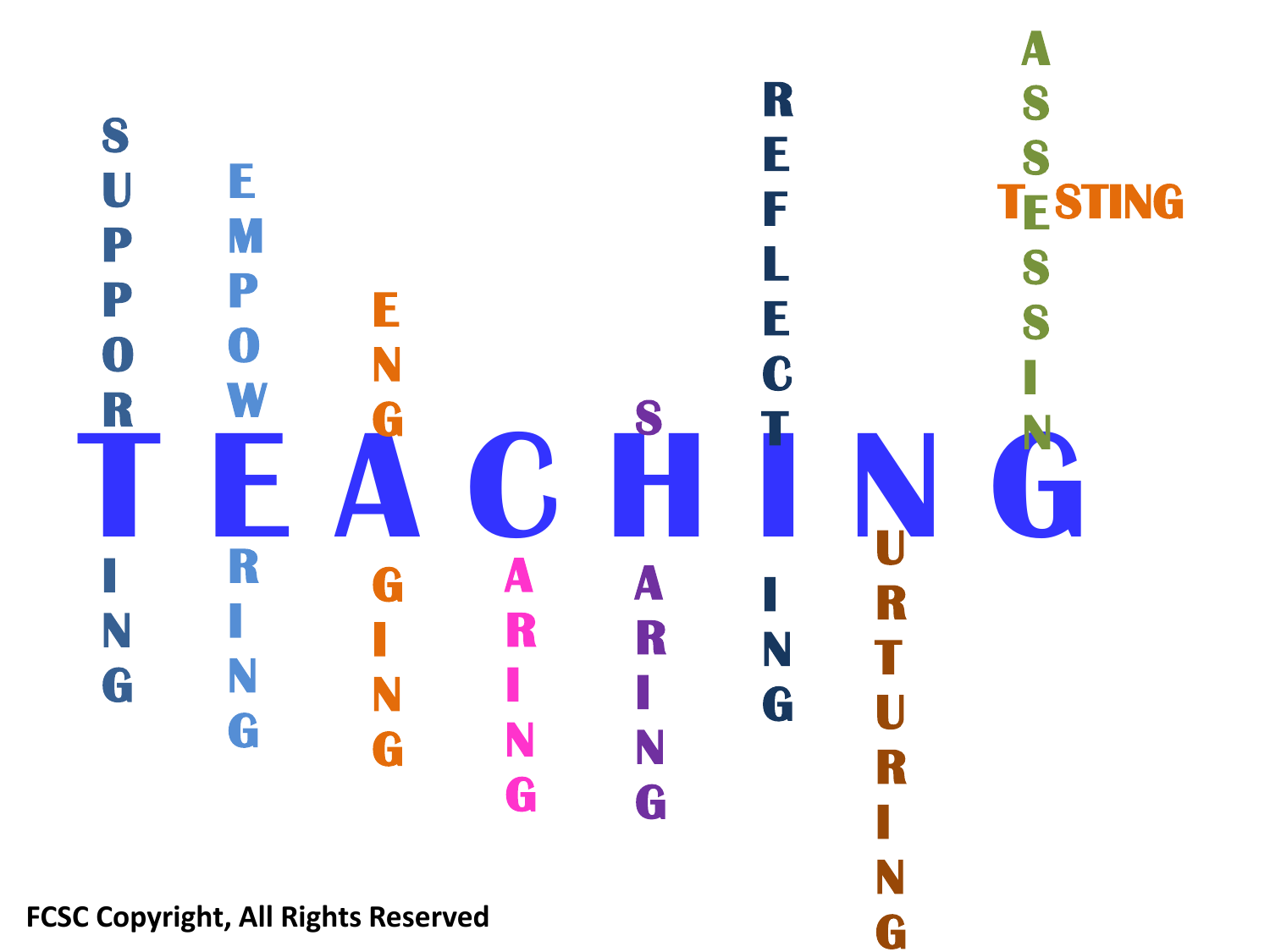# TEACHING

SUPPORTING

EMPOWERING

ENGAGING

CARING

SHARING

REFLECTING

NURTURING

ASSESSING

TESTING

FCSC Copyright, All Rights Reserved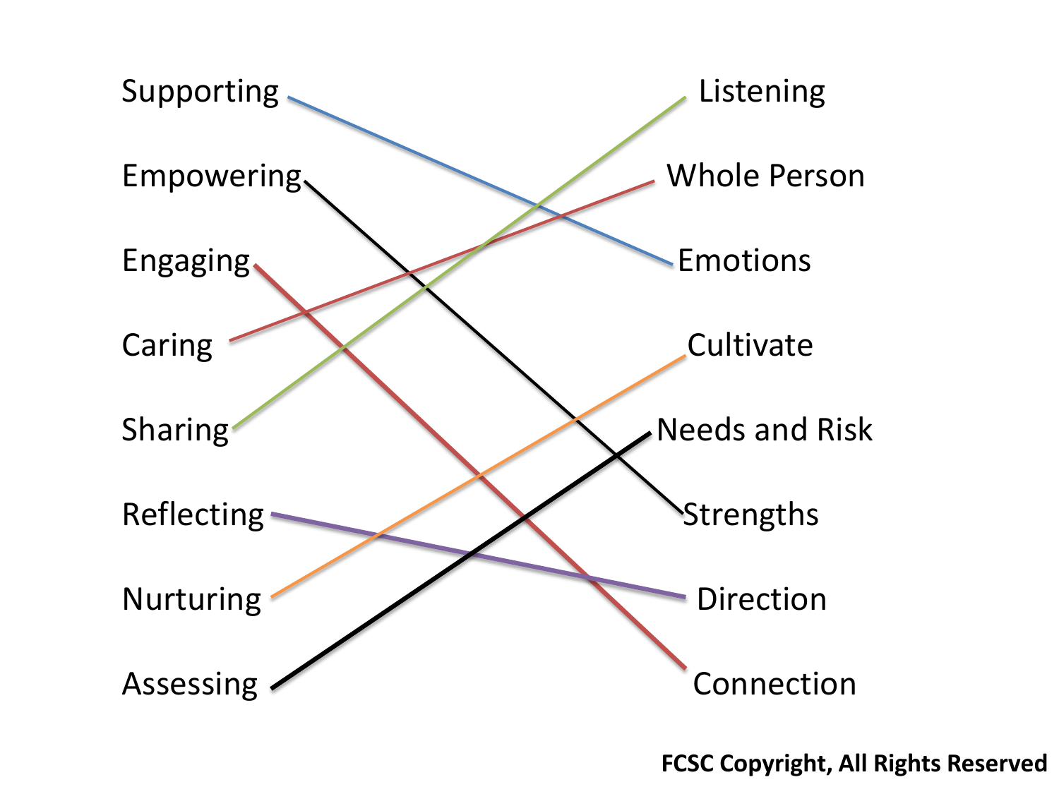| | |
|---|---|
| Supporting | Listening |
| Empowering | Whole Person |
| Engaging | Emotions |
| Caring | Cultivate |
| Sharing | Needs and Risk |
| Reflecting | Strengths |
| Nurturing | Direction |
| Assessing | Connection |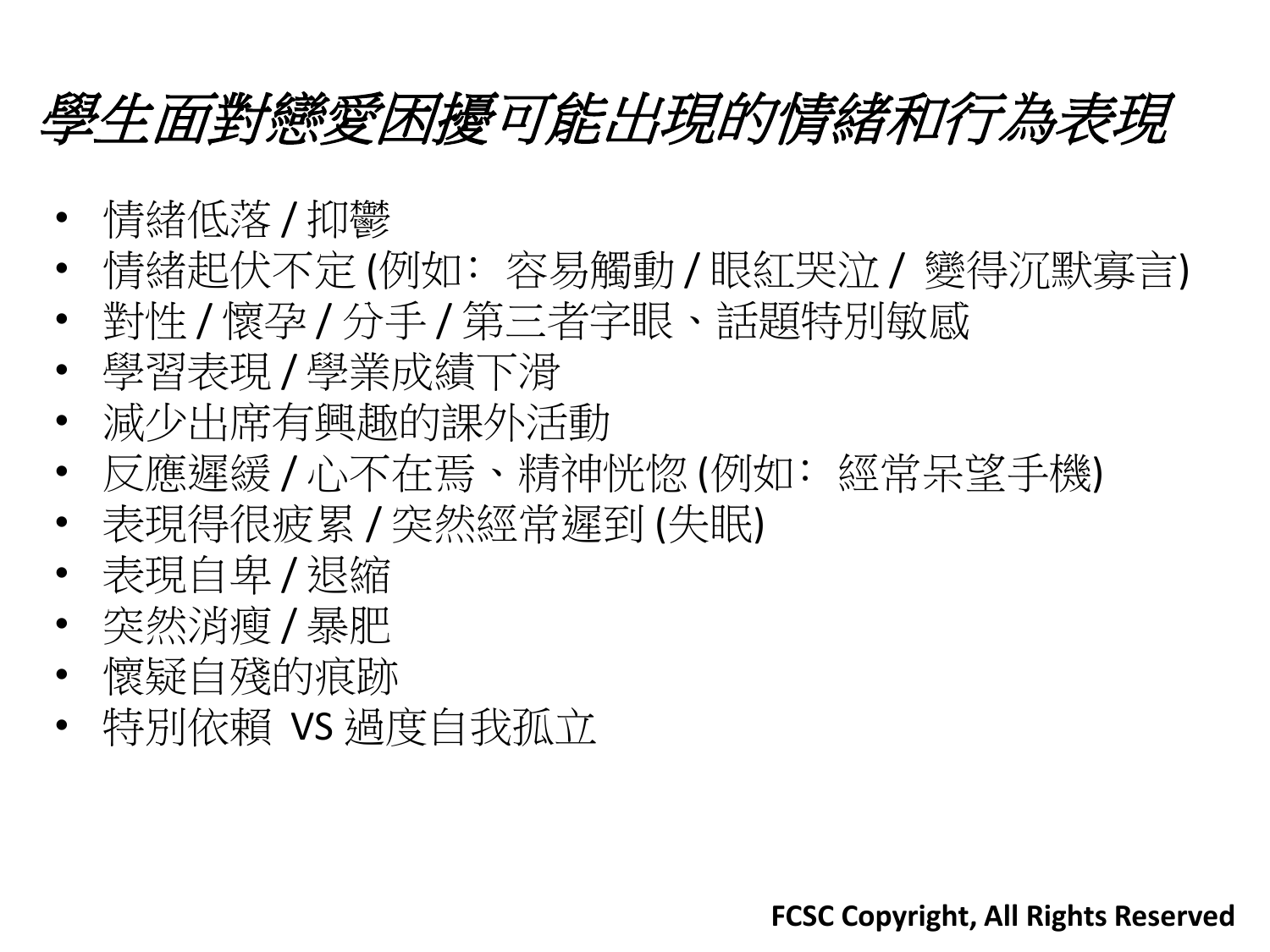# *學生面對戀愛困擾可能出現的情緒和行為表現*

- 情緒低落 / 抑鬱
- 情緒起伏不定 (例如：容易觸動 / 眼紅哭泣 / 變得沉默寡言)
- 對性 / 懷孕 / 分手 / 第三者字眼、話題特別敏感
- 學習表現 / 學業成績下滑
- 減少出席有興趣的課外活動
- 反應遲緩 / 心不在焉、精神恍惚 (例如：經常呆望手機)
- 表現得很疲累 / 突然經常遲到 (失眠)
- 表現自卑 / 退縮
- 突然消瘦 / 暴肥
- 懷疑自殘的痕跡
- 特別依賴 VS 過度自我孤立

**FCSC Copyright, All Rights Reserved**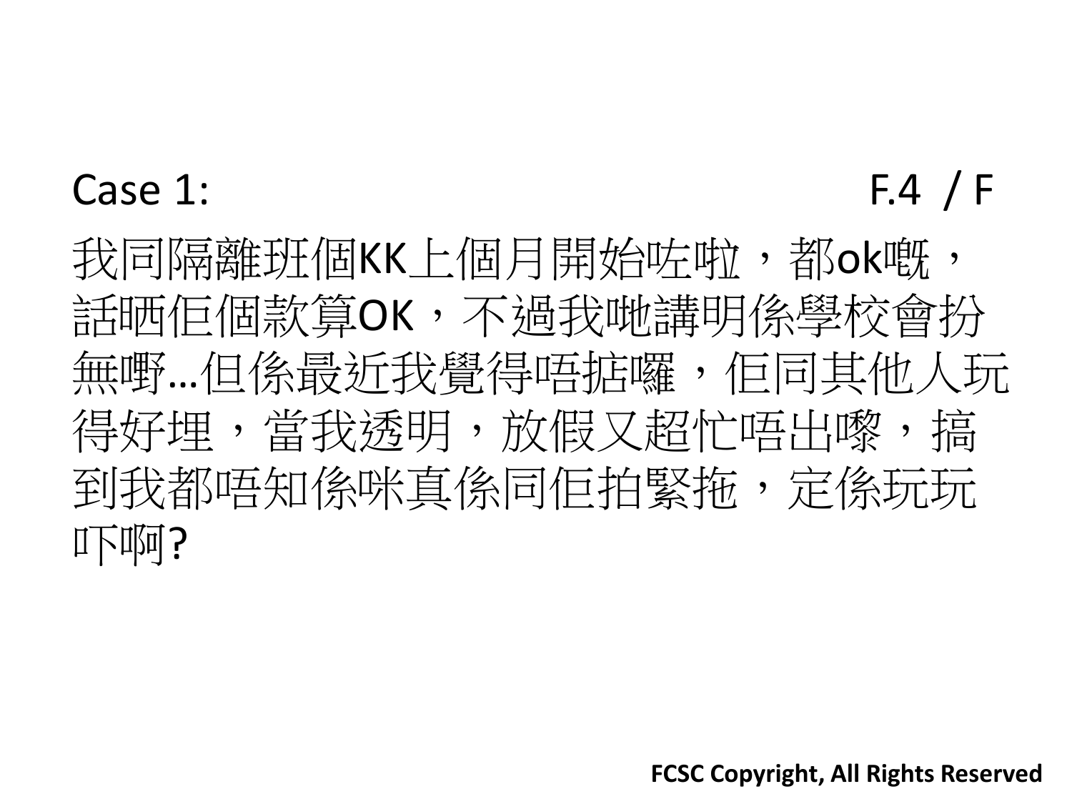Case 1: F.4 / F

我同隔離班個KK上個月開始咗啦，都ok嘅，話晒佢個款算OK，不過我哋講明係學校會扮無嘢…但係最近我覺得唔掂囉，佢同其他人玩得好埋，當我透明，放假又超忙唔出嚟，搞到我都唔知係咪真係同佢拍緊拖，定係玩玩吓啊?

FCSC Copyright, All Rights Reserved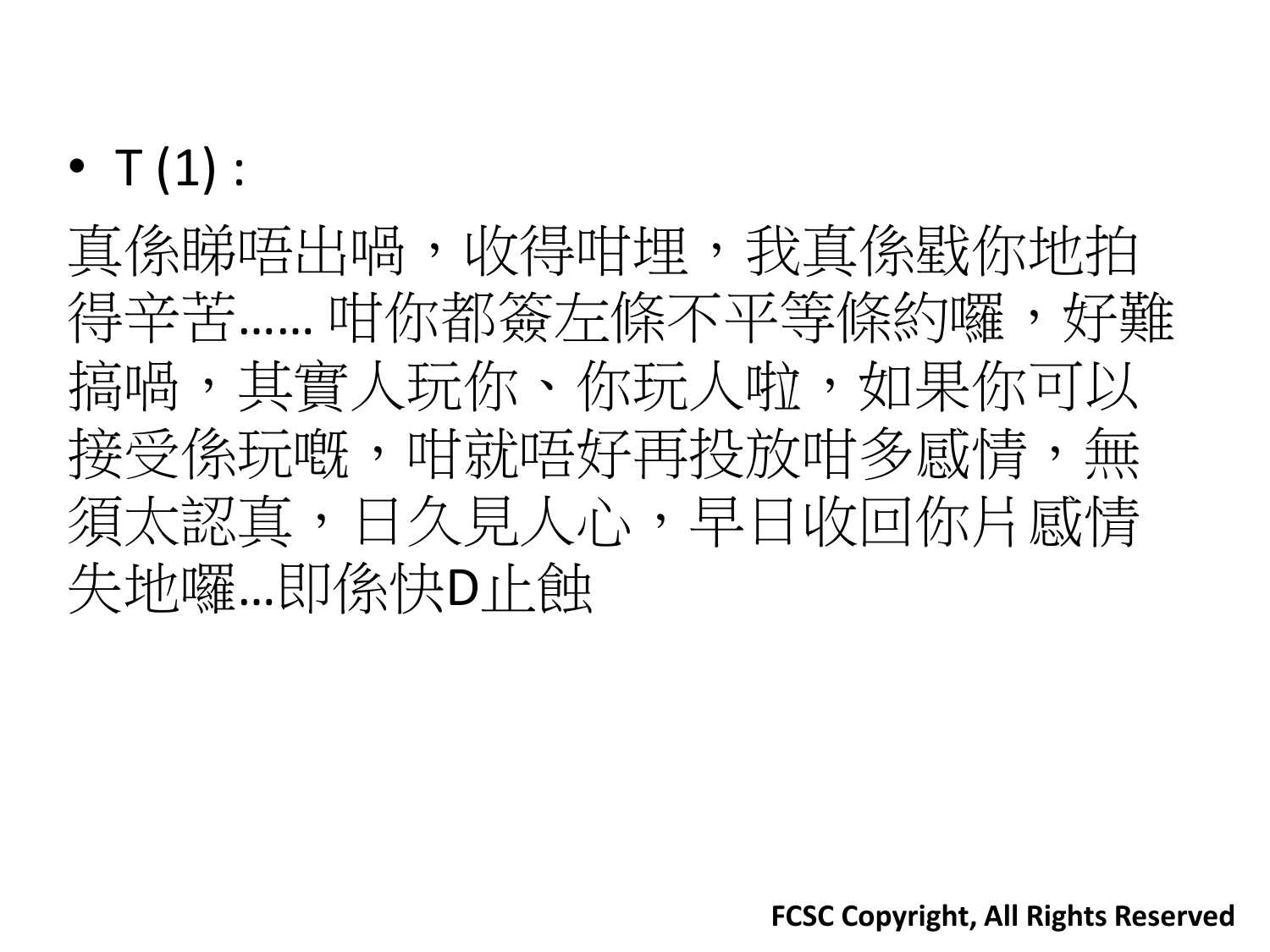- T (1) :

真係睇唔出喎，收得咁埋，我真係戥你地拍得辛苦…… 咁你都簽左條不平等條約囉，好難搞喎，其實人玩你、你玩人啦，如果你可以接受係玩嘅，咁就唔好再投放咁多感情，無須太認真，日久見人心，早日收回你片感情失地囉…即係快D止蝕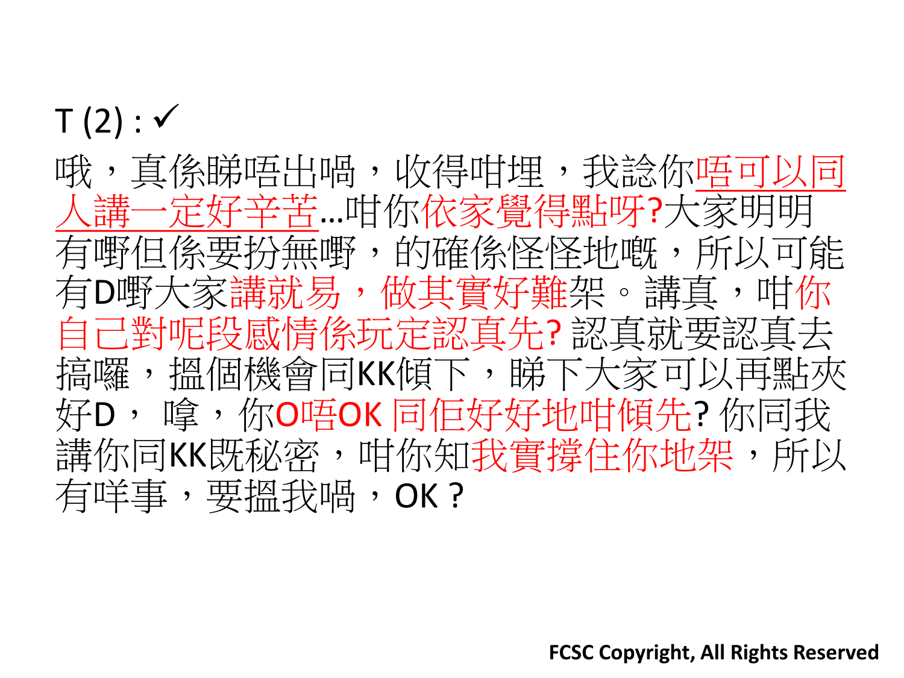T (2) : ✓

哦，真係睇唔出喎，收得咁埋，我諗你唔可以同人講一定好辛苦...咁你依家覺得點呀?大家明明有嘢但係要扮無嘢，的確係怪怪地嘅，所以可能有D嘢大家講就易，做其實好難架。講真，咁你自己對呢段感情係玩定認真先? 認真就要認真去搞囉，搵個機會同KK傾下，睇下大家可以再點夾好D， 噑，你O唔OK 同佢好好地咁傾先? 你同我講你同KK既秘密，咁你知我實撐住你地架，所以有咩事，要搵我喎，OK ?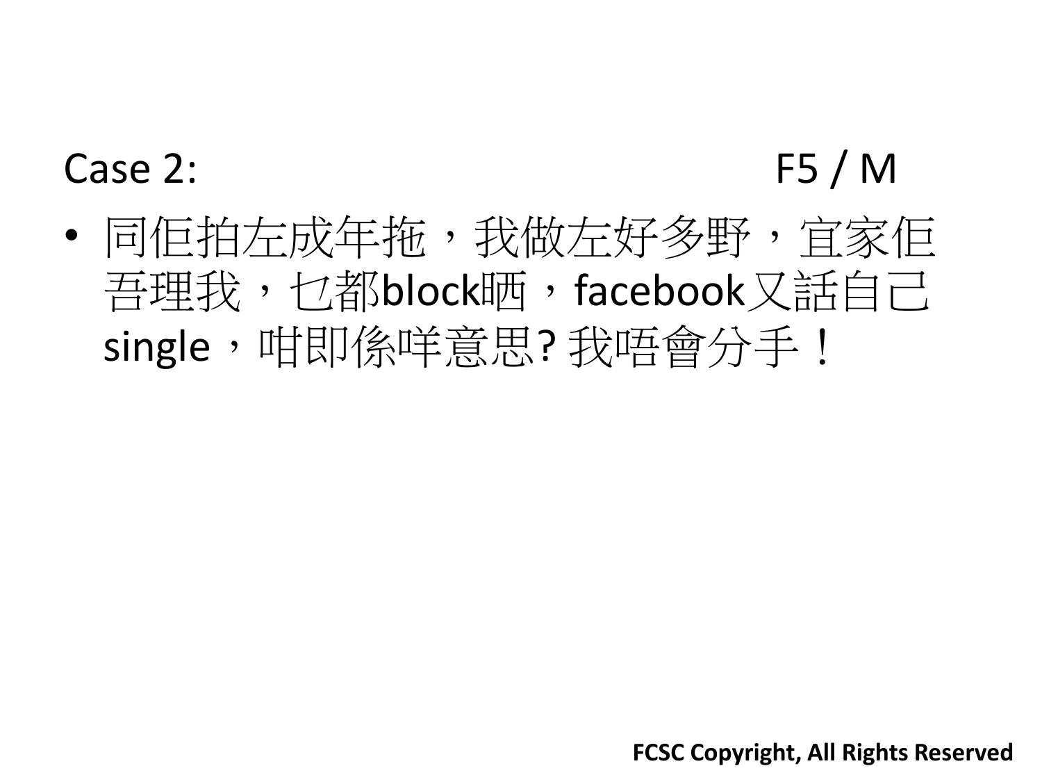Case 2: F5 / M

- 同佢拍左成年拖，我做左好多野，宜家佢唔理我，乜都block晒，facebook又話自己single，咁即係咩意思? 我唔會分手！

**FCSC Copyright, All Rights Reserved**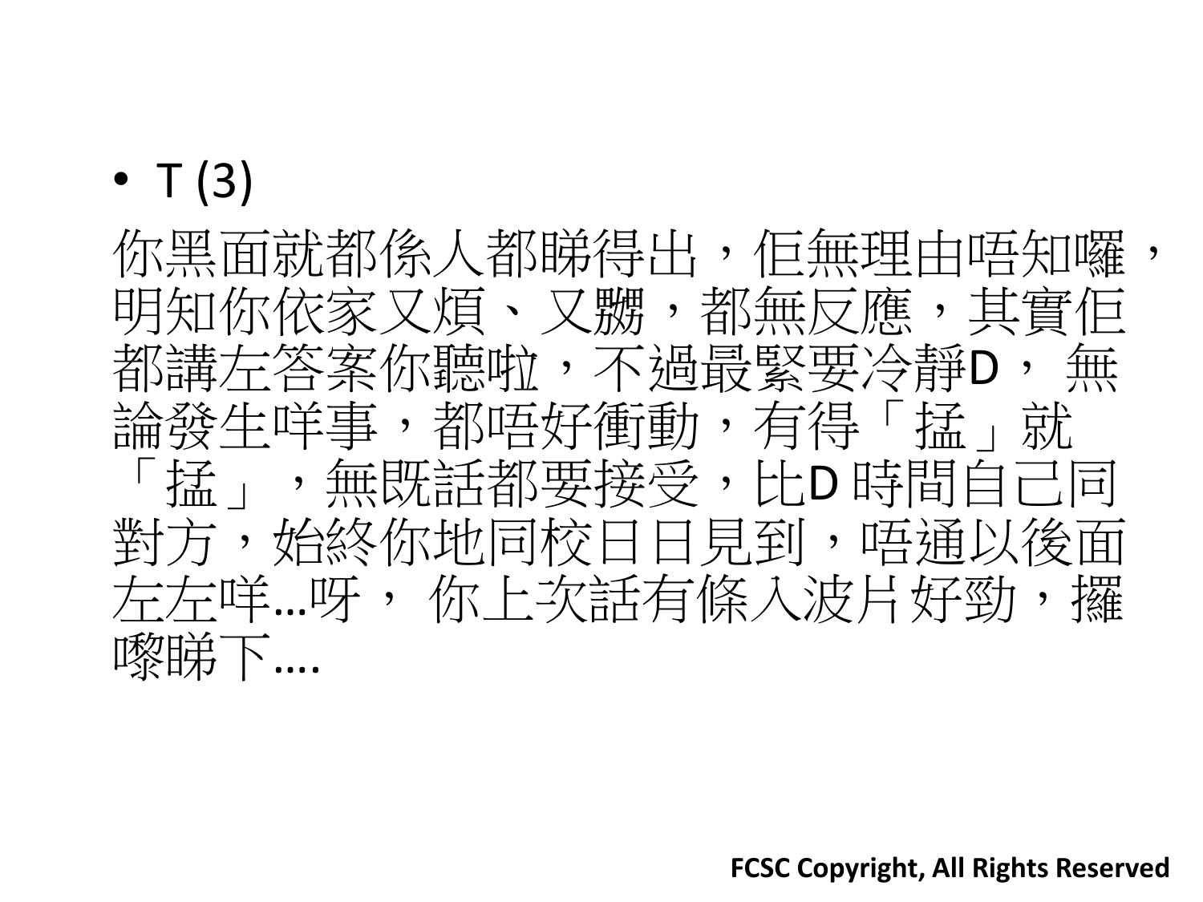- T (3)

你黑面就都係人都睇得出，佢無理由唔知囉，明知你依家又煩、又嬲，都無反應，其實佢都講左答案你聽啦，不過最緊要冷靜D， 無論發生咩事，都唔好衝動，有得「搵」就「搵」，無既話都要接受，比D 時間自己同對方，始終你地同校日日見到，唔通以後面左左咩…呀， 你上次話有條入波片好勁，攞嚟睇下….

**FCSC Copyright, All Rights Reserved**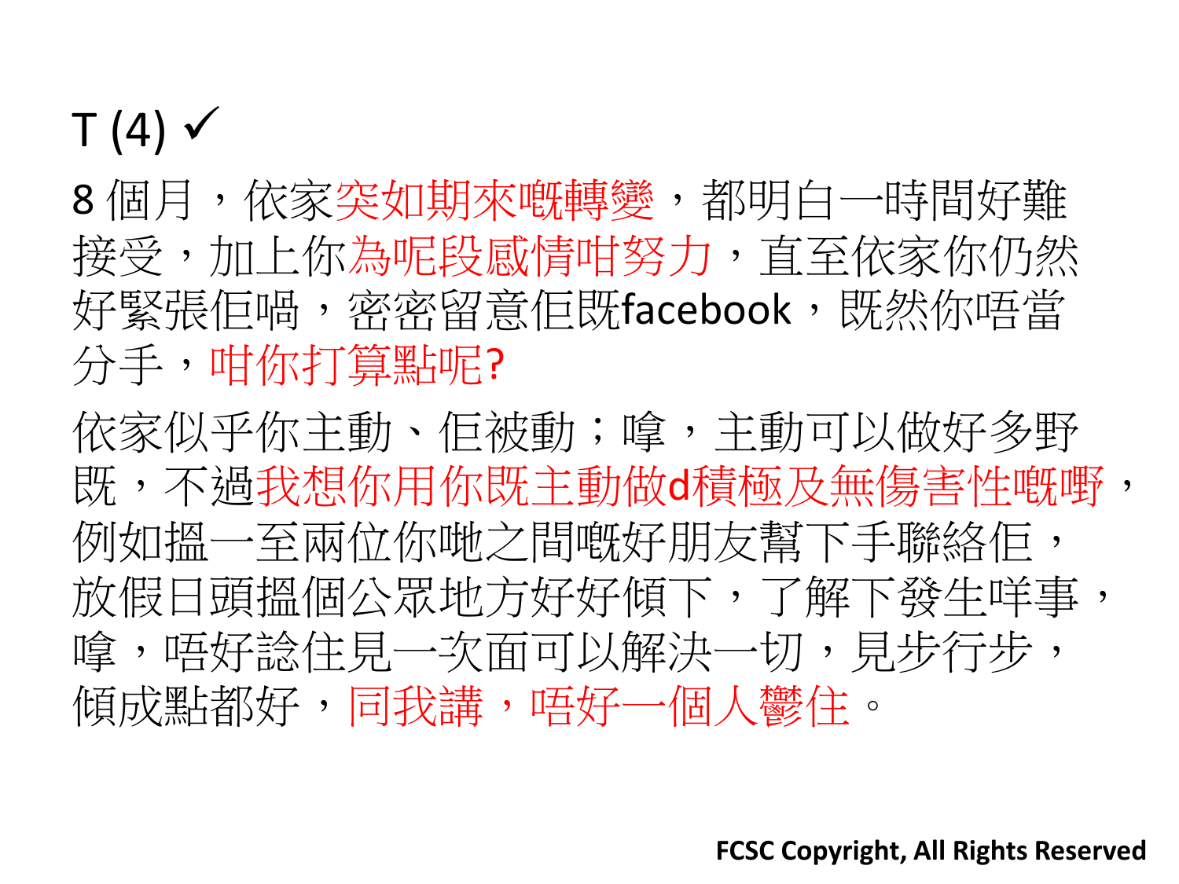# T (4) ✓

8 個月，依家突如期來嘅轉變，都明白一時間好難接受，加上你為呢段感情咁努力，直至依家你仍然好緊張佢喎，密密留意佢既facebook，既然你唔當分手，咁你打算點呢?

依家似乎你主動、佢被動；嗱，主動可以做好多野既，不過我想你用你既主動做d積極及無傷害性嘅嘢，例如搵一至兩位你哋之間嘅好朋友幫下手聯絡佢，放假日頭搵個公眾地方好好傾下，了解下發生咩事，嗱，唔好諗住見一次面可以解決一切，見步行步，傾成點都好，同我講，唔好一個人鬱住。

FCSC Copyright, All Rights Reserved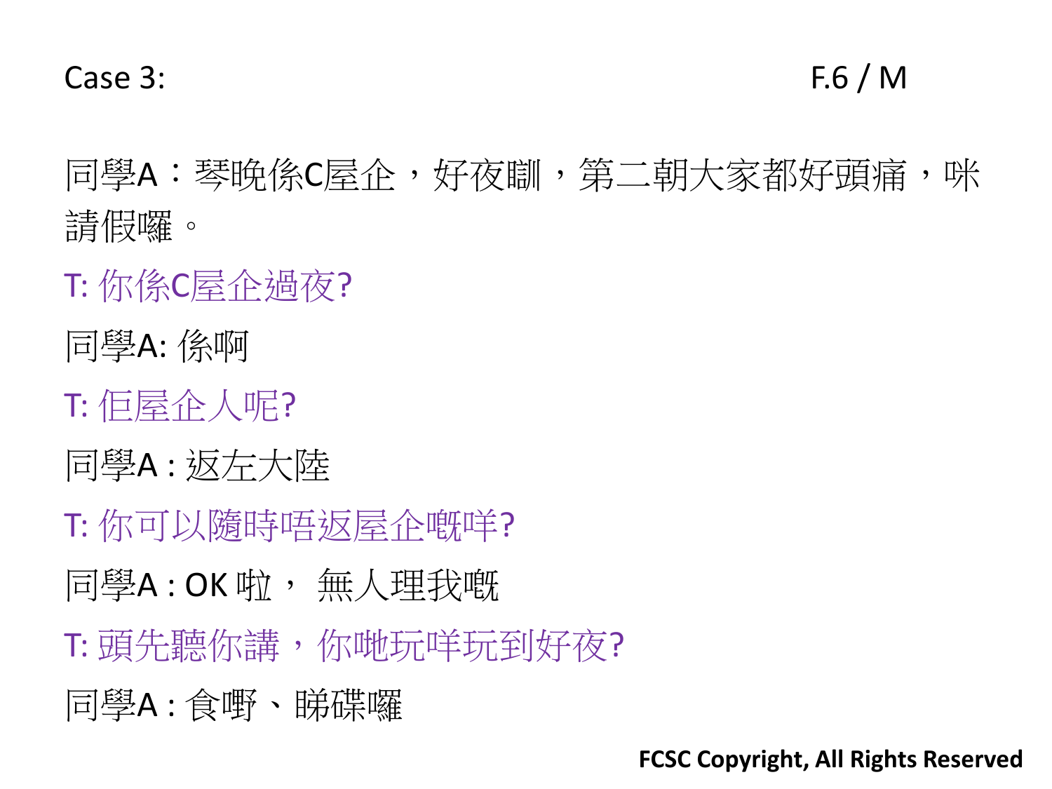Case 3: F.6 / M

同學A：琴晚係C屋企，好夜瞓，第二朝大家都好頭痛，咪請假囉。

T: 你係C屋企過夜?

同學A: 係啊

T: 佢屋企人呢?

同學A : 返左大陸

T: 你可以隨時唔返屋企嘅咩?

同學A : OK 啦， 無人理我嘅

T: 頭先聽你講，你哋玩咩玩到好夜?

同學A : 食嘢、睇碟囉

FCSC Copyright, All Rights Reserved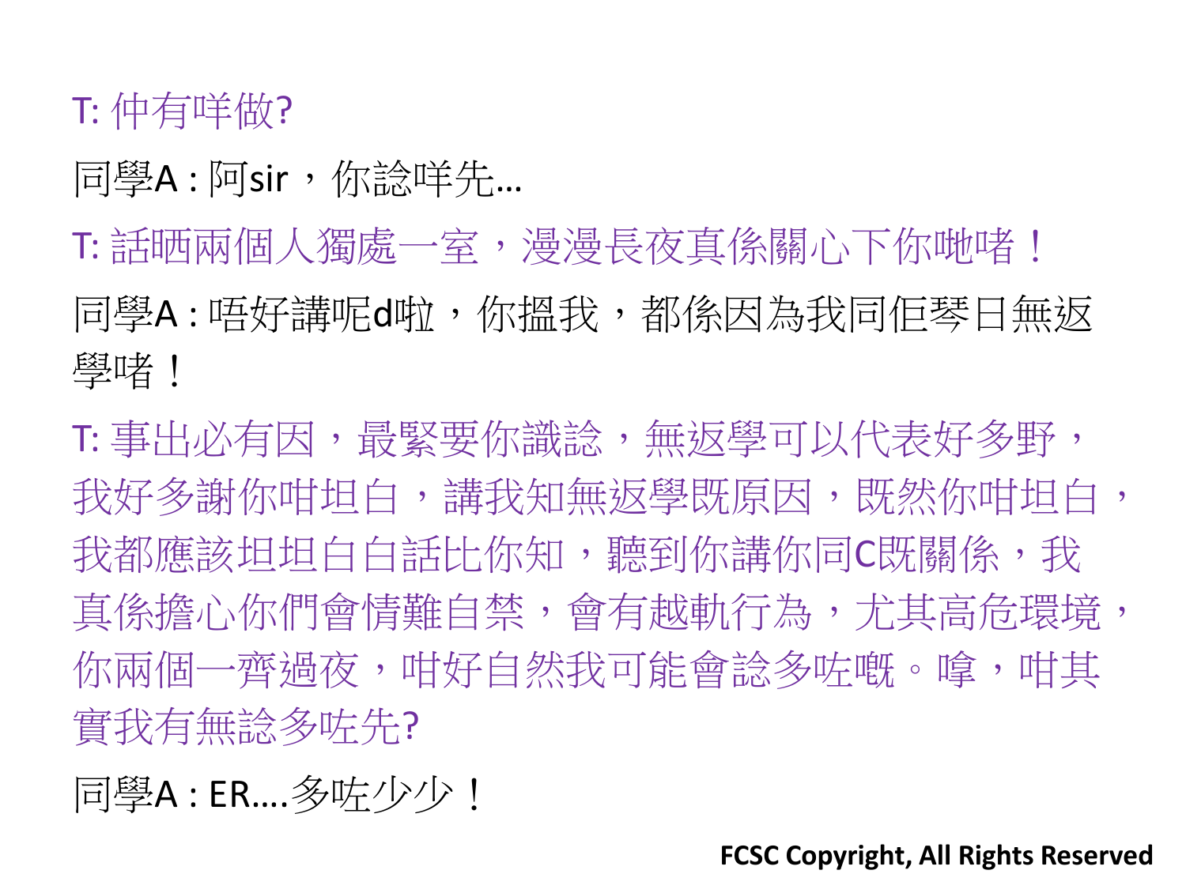T: 仲有咩做?

同學A : 阿sir，你諗咩先…

T: 話晒兩個人獨處一室，漫漫長夜真係關心下你哋啫！

同學A : 唔好講呢d啦，你搵我，都係因為我同佢琴日無返學啫！

T: 事出必有因，最緊要你識諗，無返學可以代表好多野，我好多謝你咁坦白，講我知無返學既原因，既然你咁坦白，我都應該坦坦白白話比你知，聽到你講你同C既關係，我真係擔心你們會情難自禁，會有越軌行為，尤其高危環境，你兩個一齊過夜，咁好自然我可能會諗多咗嘅。嗱，咁其實我有無諗多咗先?

同學A : ER….多咗少少！

FCSC Copyright, All Rights Reserved